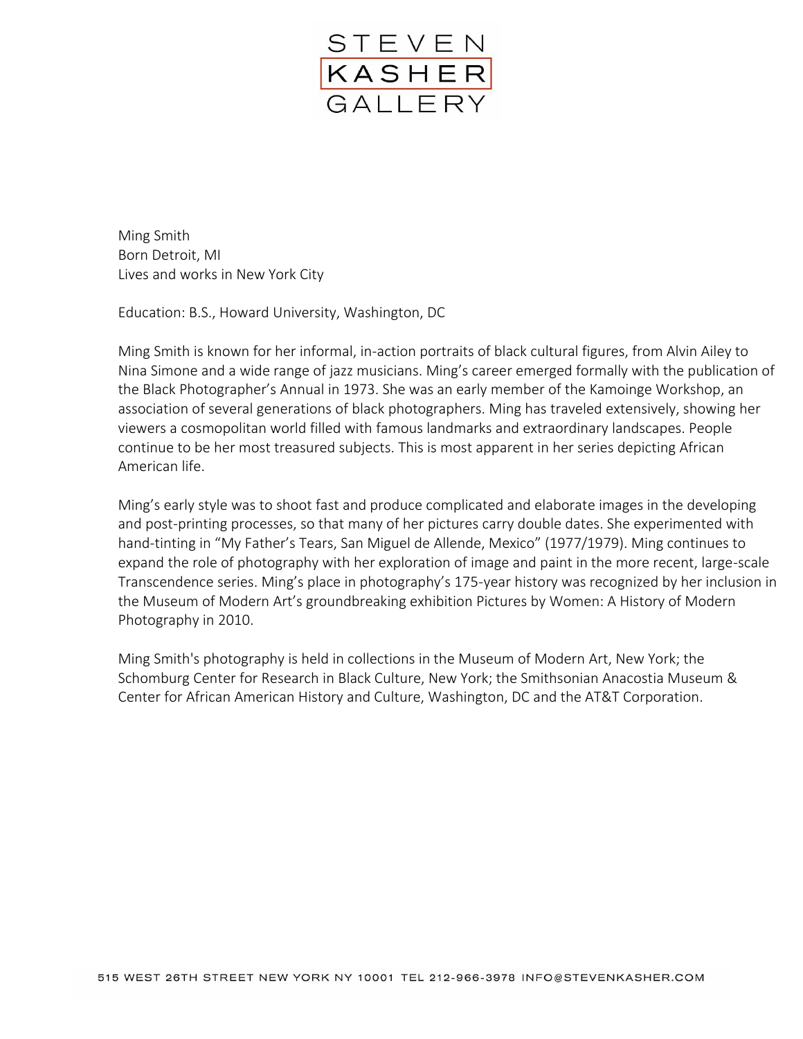STEVEN
KASHER
GALLERY

Ming Smith
Born Detroit, MI
Lives and works in New York City

Education: B.S., Howard University, Washington, DC

Ming Smith is known for her informal, in-action portraits of black cultural figures, from Alvin Ailey to Nina Simone and a wide range of jazz musicians. Ming's career emerged formally with the publication of the Black Photographer's Annual in 1973. She was an early member of the Kamoinge Workshop, an association of several generations of black photographers. Ming has traveled extensively, showing her viewers a cosmopolitan world filled with famous landmarks and extraordinary landscapes. People continue to be her most treasured subjects. This is most apparent in her series depicting African American life.

Ming's early style was to shoot fast and produce complicated and elaborate images in the developing and post-printing processes, so that many of her pictures carry double dates. She experimented with hand-tinting in "My Father's Tears, San Miguel de Allende, Mexico" (1977/1979). Ming continues to expand the role of photography with her exploration of image and paint in the more recent, large-scale Transcendence series. Ming's place in photography's 175-year history was recognized by her inclusion in the Museum of Modern Art's groundbreaking exhibition Pictures by Women: A History of Modern Photography in 2010.

Ming Smith's photography is held in collections in the Museum of Modern Art, New York; the Schomburg Center for Research in Black Culture, New York; the Smithsonian Anacostia Museum & Center for African American History and Culture, Washington, DC and the AT&T Corporation.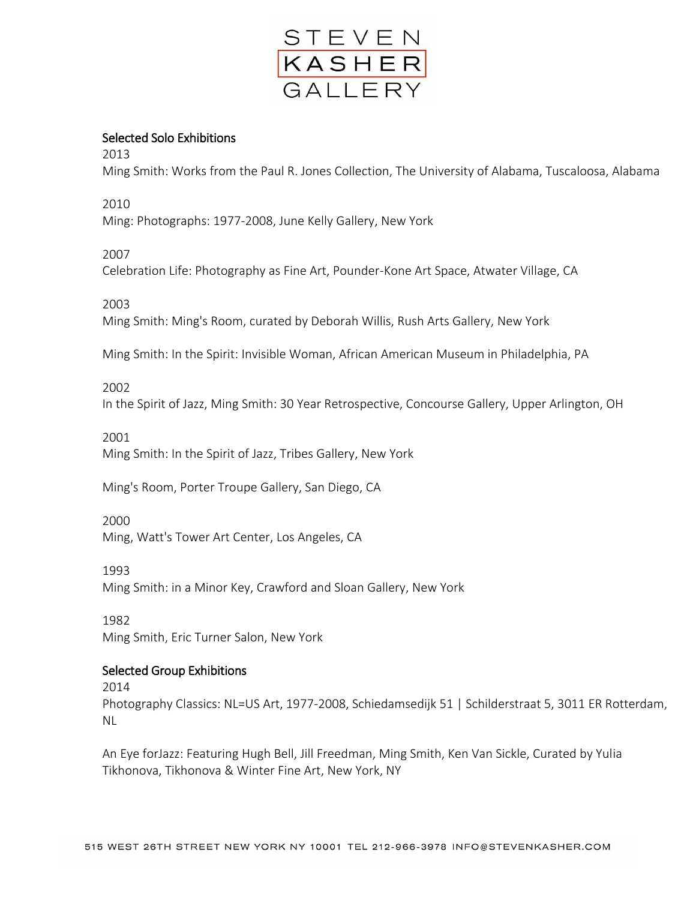## Selected Solo Exhibitions

2013

Ming Smith: Works from the Paul R. Jones Collection, The University of Alabama, Tuscaloosa, Alabama

2010

Ming: Photographs: 1977-2008, June Kelly Gallery, New York

2007

Celebration Life: Photography as Fine Art, Pounder-Kone Art Space, Atwater Village, CA

2003

Ming Smith: Ming's Room, curated by Deborah Willis, Rush Arts Gallery, New York

Ming Smith: In the Spirit: Invisible Woman, African American Museum in Philadelphia, PA

2002

In the Spirit of Jazz, Ming Smith: 30 Year Retrospective, Concourse Gallery, Upper Arlington, OH

2001

Ming Smith: In the Spirit of Jazz, Tribes Gallery, New York

Ming's Room, Porter Troupe Gallery, San Diego, CA

2000

Ming, Watt's Tower Art Center, Los Angeles, CA

1993

Ming Smith: in a Minor Key, Crawford and Sloan Gallery, New York

1982

Ming Smith, Eric Turner Salon, New York

## Selected Group Exhibitions

2014

Photography Classics: NL=US Art, 1977-2008, Schiedamsedijk 51 | Schilderstraat 5, 3011 ER Rotterdam, NL

An Eye forJazz: Featuring Hugh Bell, Jill Freedman, Ming Smith, Ken Van Sickle, Curated by Yulia Tikhonova, Tikhonova & Winter Fine Art, New York, NY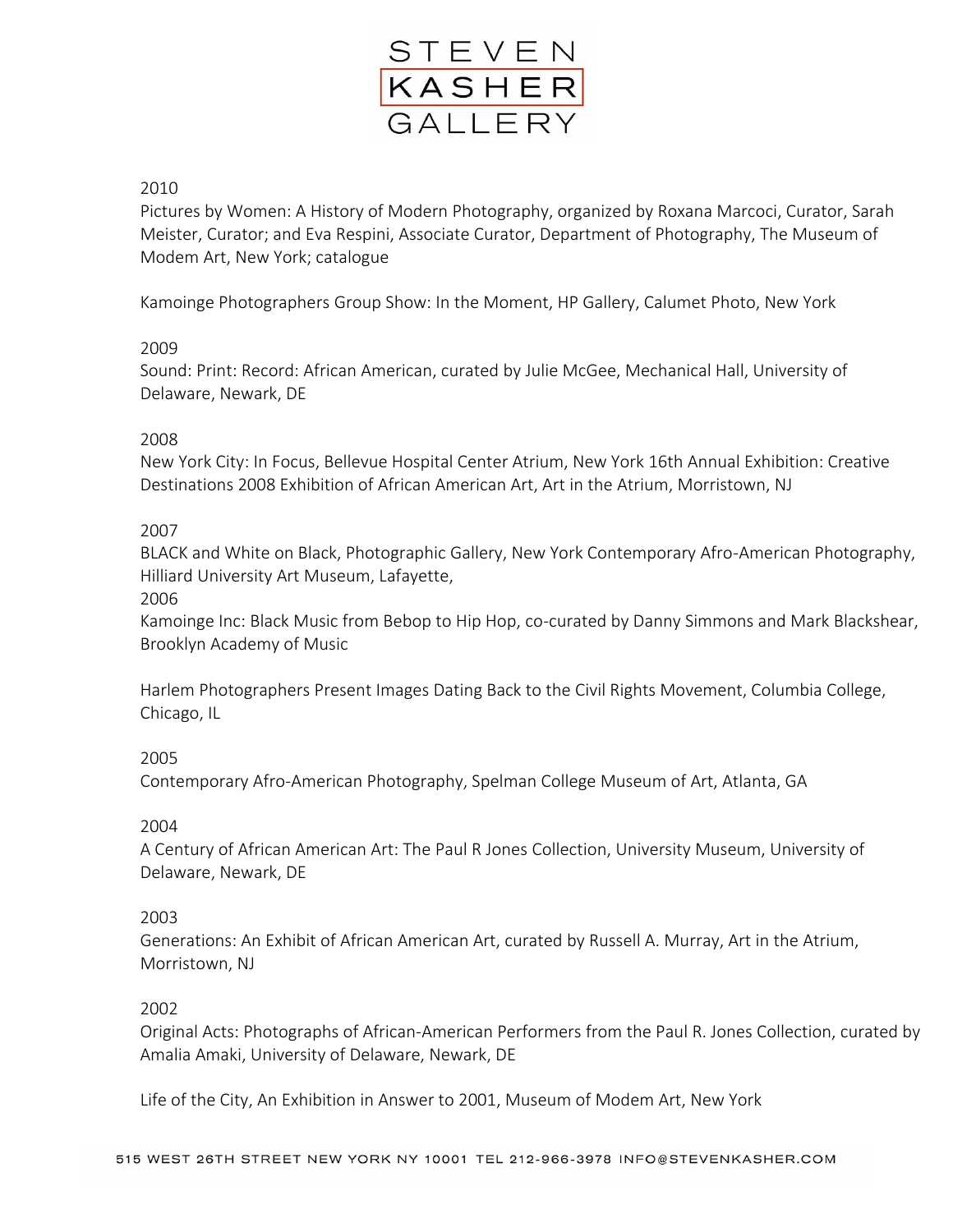2010

Pictures by Women: A History of Modern Photography, organized by Roxana Marcoci, Curator, Sarah Meister, Curator; and Eva Respini, Associate Curator, Department of Photography, The Museum of Modem Art, New York; catalogue

Kamoinge Photographers Group Show: In the Moment, HP Gallery, Calumet Photo, New York

2009

Sound: Print: Record: African American, curated by Julie McGee, Mechanical Hall, University of Delaware, Newark, DE

2008

New York City: In Focus, Bellevue Hospital Center Atrium, New York 16th Annual Exhibition: Creative Destinations 2008 Exhibition of African American Art, Art in the Atrium, Morristown, NJ

2007

BLACK and White on Black, Photographic Gallery, New York Contemporary Afro-American Photography, Hilliard University Art Museum, Lafayette,

2006

Kamoinge Inc: Black Music from Bebop to Hip Hop, co-curated by Danny Simmons and Mark Blackshear, Brooklyn Academy of Music

Harlem Photographers Present Images Dating Back to the Civil Rights Movement, Columbia College, Chicago, IL

2005

Contemporary Afro-American Photography, Spelman College Museum of Art, Atlanta, GA

2004

A Century of African American Art: The Paul R Jones Collection, University Museum, University of Delaware, Newark, DE

2003

Generations: An Exhibit of African American Art, curated by Russell A. Murray, Art in the Atrium, Morristown, NJ

2002

Original Acts: Photographs of African-American Performers from the Paul R. Jones Collection, curated by Amalia Amaki, University of Delaware, Newark, DE

Life of the City, An Exhibition in Answer to 2001, Museum of Modem Art, New York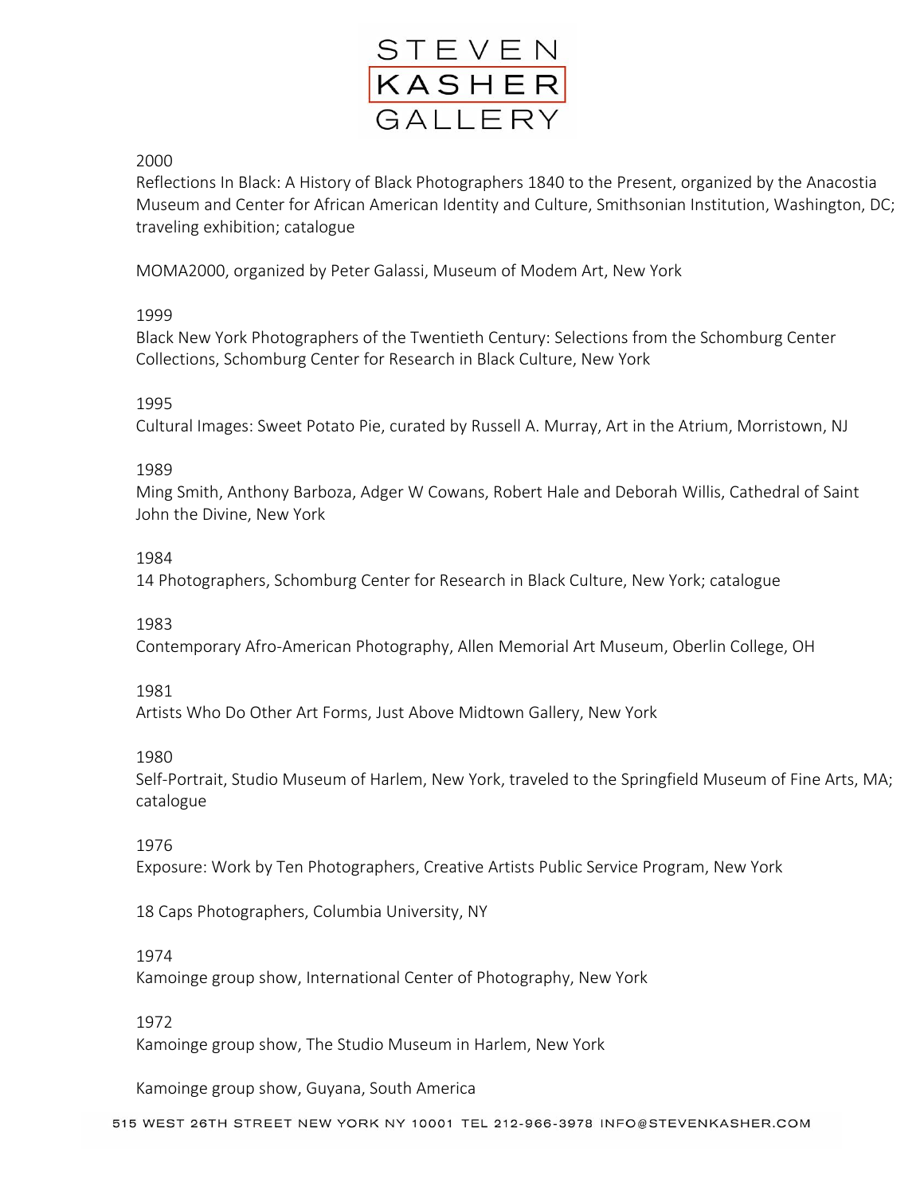2000

Reflections In Black: A History of Black Photographers 1840 to the Present, organized by the Anacostia Museum and Center for African American Identity and Culture, Smithsonian Institution, Washington, DC; traveling exhibition; catalogue

MOMA2000, organized by Peter Galassi, Museum of Modem Art, New York

1999

Black New York Photographers of the Twentieth Century: Selections from the Schomburg Center Collections, Schomburg Center for Research in Black Culture, New York

1995

Cultural Images: Sweet Potato Pie, curated by Russell A. Murray, Art in the Atrium, Morristown, NJ

1989

Ming Smith, Anthony Barboza, Adger W Cowans, Robert Hale and Deborah Willis, Cathedral of Saint John the Divine, New York

1984

14 Photographers, Schomburg Center for Research in Black Culture, New York; catalogue

1983

Contemporary Afro-American Photography, Allen Memorial Art Museum, Oberlin College, OH

1981

Artists Who Do Other Art Forms, Just Above Midtown Gallery, New York

1980

Self-Portrait, Studio Museum of Harlem, New York, traveled to the Springfield Museum of Fine Arts, MA; catalogue

1976

Exposure: Work by Ten Photographers, Creative Artists Public Service Program, New York

18 Caps Photographers, Columbia University, NY

1974

Kamoinge group show, International Center of Photography, New York

1972

Kamoinge group show, The Studio Museum in Harlem, New York

Kamoinge group show, Guyana, South America